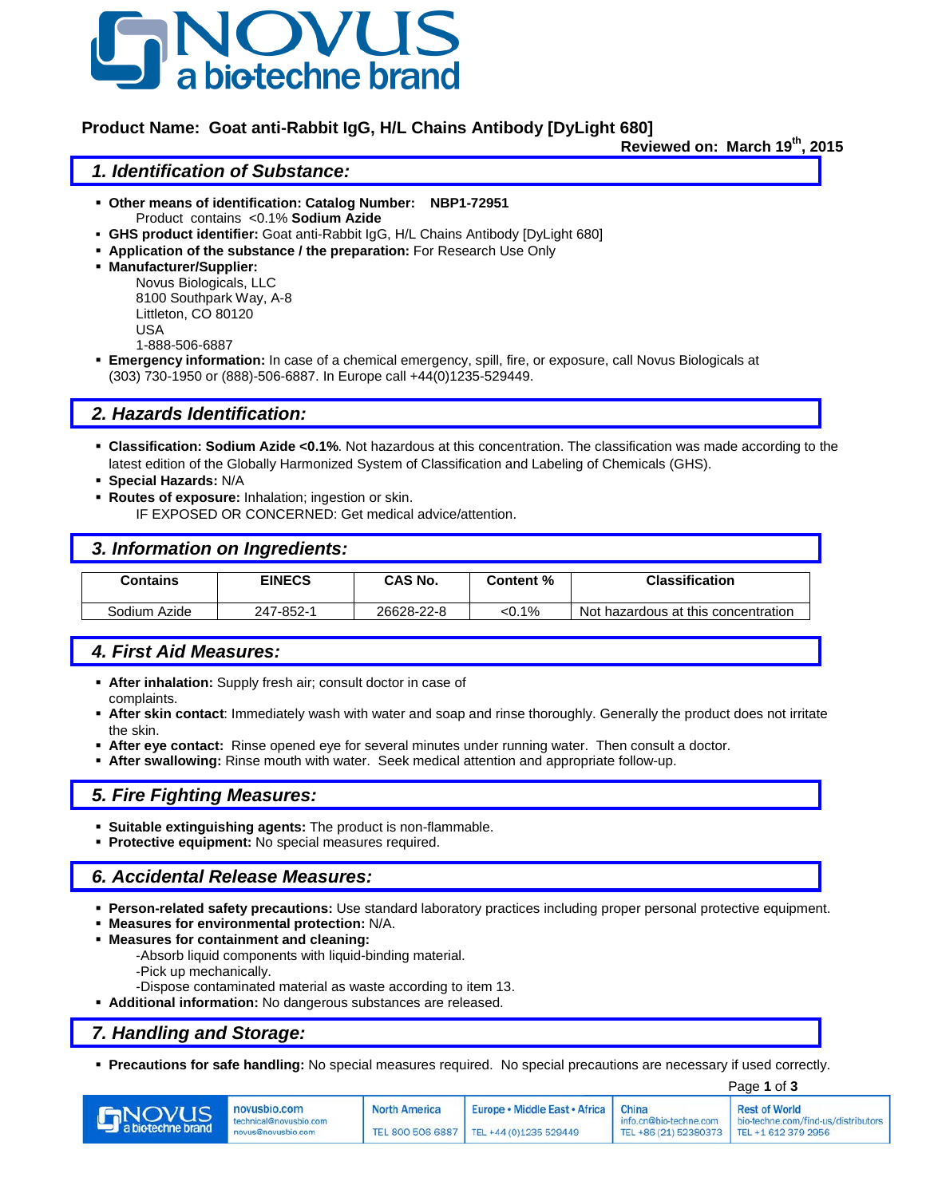**Product Name: Goat anti-Rabbit IgG, H/L Chains Antibody [DyLight 680]**

**Reviewed on: March 19th, 2015**

## 1. Identification of Substance:

- **Other means of identification: Catalog Number: NBP1-72951**
  Product contains <0.1% **Sodium Azide**
- **GHS product identifier:** Goat anti-Rabbit IgG, H/L Chains Antibody [DyLight 680]
- **Application of the substance / the preparation:** For Research Use Only
- **Manufacturer/Supplier:**
  Novus Biologicals, LLC
  8100 Southpark Way, A-8
  Littleton, CO 80120
  USA
  1-888-506-6887
- **Emergency information:** In case of a chemical emergency, spill, fire, or exposure, call Novus Biologicals at (303) 730-1950 or (888)-506-6887. In Europe call +44(0)1235-529449.

## 2. Hazards Identification:

- **Classification: Sodium Azide <0.1%**. Not hazardous at this concentration. The classification was made according to the latest edition of the Globally Harmonized System of Classification and Labeling of Chemicals (GHS).
- **Special Hazards:** N/A
- **Routes of exposure:** Inhalation; ingestion or skin.
  IF EXPOSED OR CONCERNED: Get medical advice/attention.

## 3. Information on Ingredients:

| Contains | EINECS | CAS No. | Content % | Classification |
|---|---|---|---|---|
| Sodium Azide | 247-852-1 | 26628-22-8 | <0.1% | Not hazardous at this concentration |

## 4. First Aid Measures:

- **After inhalation:** Supply fresh air; consult doctor in case of complaints.
- **After skin contact**: Immediately wash with water and soap and rinse thoroughly. Generally the product does not irritate the skin.
- **After eye contact:** Rinse opened eye for several minutes under running water. Then consult a doctor.
- **After swallowing:** Rinse mouth with water. Seek medical attention and appropriate follow-up.

## 5. Fire Fighting Measures:

- **Suitable extinguishing agents:** The product is non-flammable.
- **Protective equipment:** No special measures required.

## 6. Accidental Release Measures:

- **Person-related safety precautions:** Use standard laboratory practices including proper personal protective equipment.
- **Measures for environmental protection:** N/A.
- **Measures for containment and cleaning:**
  -Absorb liquid components with liquid-binding material.
  -Pick up mechanically.
  -Dispose contaminated material as waste according to item 13.
- **Additional information:** No dangerous substances are released.

## 7. Handling and Storage:

- **Precautions for safe handling:** No special measures required. No special precautions are necessary if used correctly.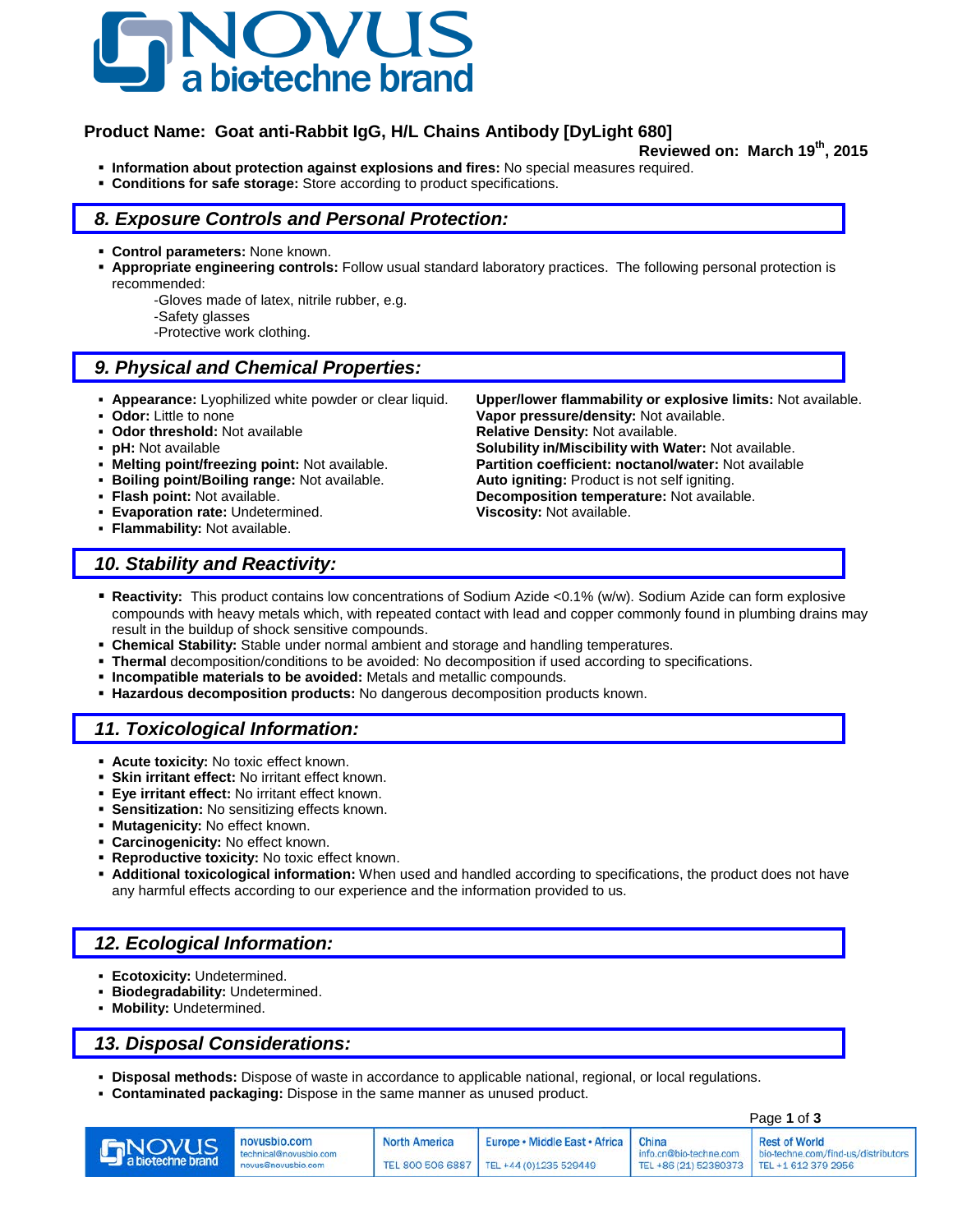**Product Name: Goat anti-Rabbit IgG, H/L Chains Antibody [DyLight 680]**

**Reviewed on: March 19th, 2015**

- **Information about protection against explosions and fires:** No special measures required.
- **Conditions for safe storage:** Store according to product specifications.

## 8. Exposure Controls and Personal Protection:

- **Control parameters:** None known.
- **Appropriate engineering controls:** Follow usual standard laboratory practices. The following personal protection is recommended:
  - -Gloves made of latex, nitrile rubber, e.g.
  - -Safety glasses
  - -Protective work clothing.

## 9. Physical and Chemical Properties:

- **Appearance:** Lyophilized white powder or clear liquid.
- **Odor:** Little to none
- **Odor threshold:** Not available
- **pH:** Not available
- **Melting point/freezing point:** Not available.
- **Boiling point/Boiling range:** Not available.
- **Flash point:** Not available.
- **Evaporation rate:** Undetermined.
- **Flammability:** Not available.
- **Upper/lower flammability or explosive limits:** Not available.
- **Vapor pressure/density:** Not available.
- **Relative Density:** Not available.
- **Solubility in/Miscibility with Water:** Not available.
- **Partition coefficient: noctanol/water:** Not available
- **Auto igniting:** Product is not self igniting.
- **Decomposition temperature:** Not available.
- **Viscosity:** Not available.

## 10. Stability and Reactivity:

- **Reactivity:** This product contains low concentrations of Sodium Azide <0.1% (w/w). Sodium Azide can form explosive compounds with heavy metals which, with repeated contact with lead and copper commonly found in plumbing drains may result in the buildup of shock sensitive compounds.
- **Chemical Stability:** Stable under normal ambient and storage and handling temperatures.
- **Thermal** decomposition/conditions to be avoided: No decomposition if used according to specifications.
- **Incompatible materials to be avoided:** Metals and metallic compounds.
- **Hazardous decomposition products:** No dangerous decomposition products known.

## 11. Toxicological Information:

- **Acute toxicity:** No toxic effect known.
- **Skin irritant effect:** No irritant effect known.
- **Eye irritant effect:** No irritant effect known.
- **Sensitization:** No sensitizing effects known.
- **Mutagenicity:** No effect known.
- **Carcinogenicity:** No effect known.
- **Reproductive toxicity:** No toxic effect known.
- **Additional toxicological information:** When used and handled according to specifications, the product does not have any harmful effects according to our experience and the information provided to us.

## 12. Ecological Information:

- **Ecotoxicity:** Undetermined.
- **Biodegradability:** Undetermined.
- **Mobility:** Undetermined.

## 13. Disposal Considerations:

- **Disposal methods:** Dispose of waste in accordance to applicable national, regional, or local regulations.
- **Contaminated packaging:** Dispose in the same manner as unused product.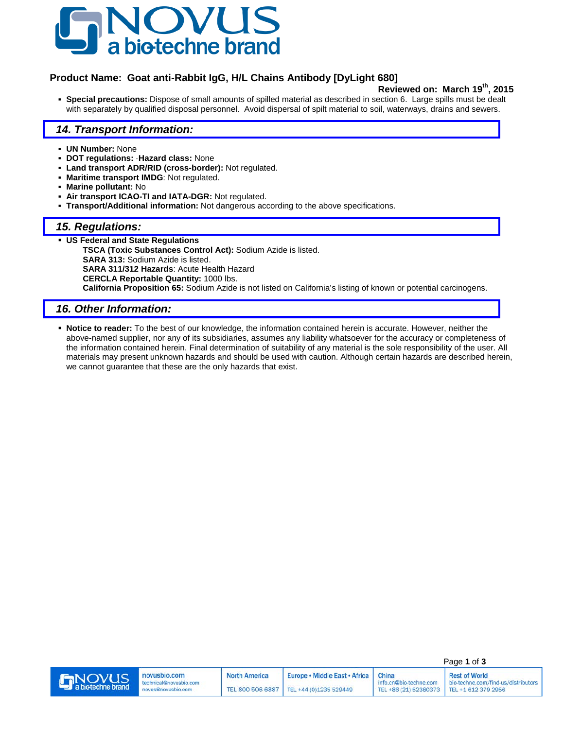**Product Name: Goat anti-Rabbit IgG, H/L Chains Antibody [DyLight 680]**

**Reviewed on: March 19th, 2015**

- **Special precautions:** Dispose of small amounts of spilled material as described in section 6. Large spills must be dealt with separately by qualified disposal personnel. Avoid dispersal of spilt material to soil, waterways, drains and sewers.

## 14. Transport Information:

- **UN Number:** None
- **DOT regulations:** ·**Hazard class:** None
- **Land transport ADR/RID (cross-border):** Not regulated.
- **Maritime transport IMDG**: Not regulated.
- **Marine pollutant:** No
- **Air transport ICAO-TI and IATA-DGR:** Not regulated.
- **Transport/Additional information:** Not dangerous according to the above specifications.

## 15. Regulations:

- **US Federal and State Regulations**
  - **TSCA (Toxic Substances Control Act):** Sodium Azide is listed.
  - **SARA 313:** Sodium Azide is listed.
  - **SARA 311/312 Hazards**: Acute Health Hazard
  - **CERCLA Reportable Quantity:** 1000 lbs.
  - **California Proposition 65:** Sodium Azide is not listed on California's listing of known or potential carcinogens.

## 16. Other Information:

- **Notice to reader:** To the best of our knowledge, the information contained herein is accurate. However, neither the above-named supplier, nor any of its subsidiaries, assumes any liability whatsoever for the accuracy or completeness of the information contained herein. Final determination of suitability of any material is the sole responsibility of the user. All materials may present unknown hazards and should be used with caution. Although certain hazards are described herein, we cannot guarantee that these are the only hazards that exist.